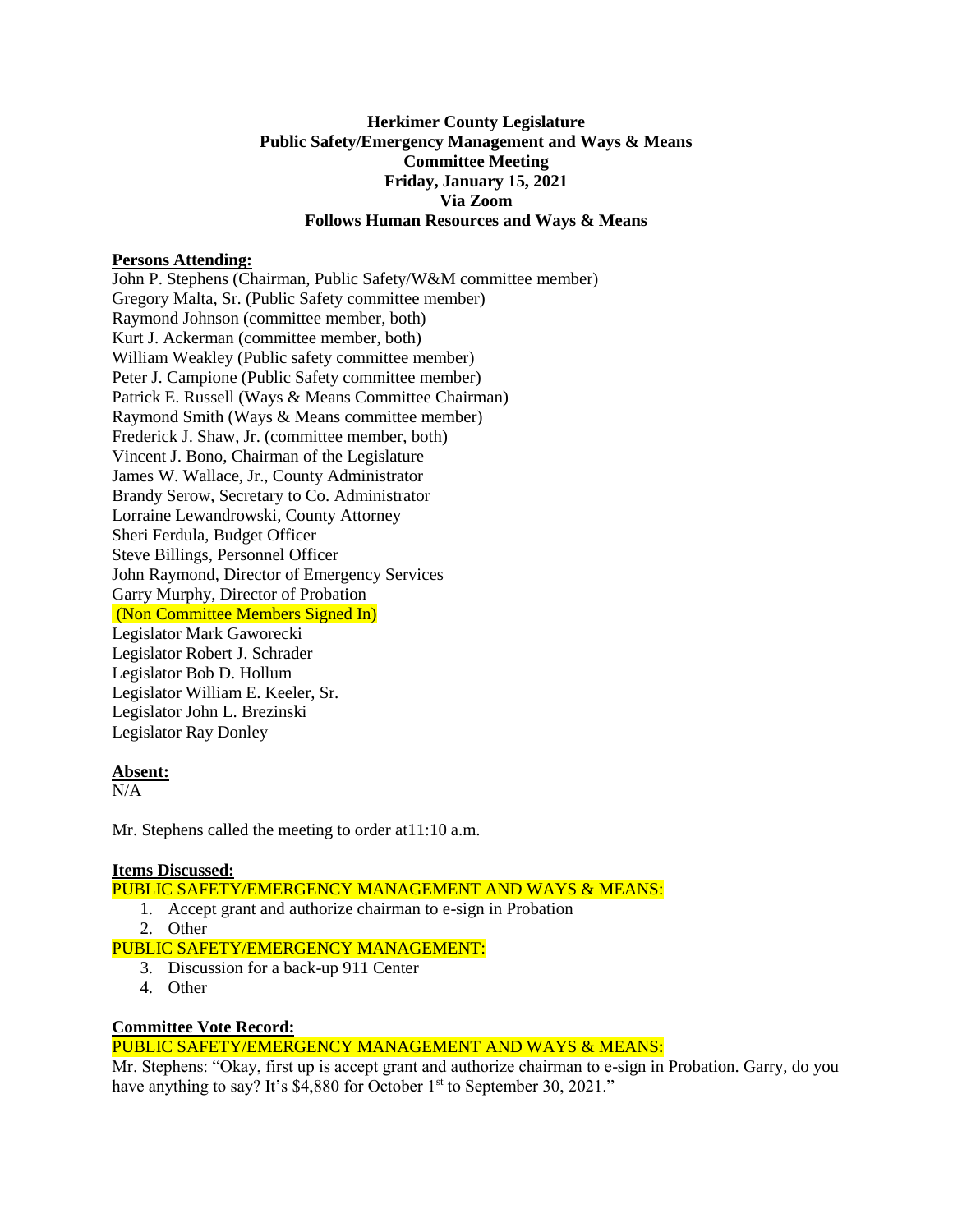**Herkimer County Legislature**
**Public Safety/Emergency Management and Ways & Means**
**Committee Meeting**
**Friday, January 15, 2021**
**Via Zoom**
**Follows Human Resources and Ways & Means**

**Persons Attending:**

John P. Stephens (Chairman, Public Safety/W&M committee member)
Gregory Malta, Sr. (Public Safety committee member)
Raymond Johnson (committee member, both)
Kurt J. Ackerman (committee member, both)
William Weakley (Public safety committee member)
Peter J. Campione (Public Safety committee member)
Patrick E. Russell (Ways & Means Committee Chairman)
Raymond Smith (Ways & Means committee member)
Frederick J. Shaw, Jr. (committee member, both)
Vincent J. Bono, Chairman of the Legislature
James W. Wallace, Jr., County Administrator
Brandy Serow, Secretary to Co. Administrator
Lorraine Lewandrowski, County Attorney
Sheri Ferdula, Budget Officer
Steve Billings, Personnel Officer
John Raymond, Director of Emergency Services
Garry Murphy, Director of Probation
(Non Committee Members Signed In)
Legislator Mark Gaworecki
Legislator Robert J. Schrader
Legislator Bob D. Hollum
Legislator William E. Keeler, Sr.
Legislator John L. Brezinski
Legislator Ray Donley

**Absent:**

N/A

Mr. Stephens called the meeting to order at11:10 a.m.

**Items Discussed:**

PUBLIC SAFETY/EMERGENCY MANAGEMENT AND WAYS & MEANS:

1. Accept grant and authorize chairman to e-sign in Probation
2. Other

PUBLIC SAFETY/EMERGENCY MANAGEMENT:

3. Discussion for a back-up 911 Center
4. Other

**Committee Vote Record:**

PUBLIC SAFETY/EMERGENCY MANAGEMENT AND WAYS & MEANS:

Mr. Stephens: "Okay, first up is accept grant and authorize chairman to e-sign in Probation. Garry, do you have anything to say? It's $4,880 for October 1st to September 30, 2021."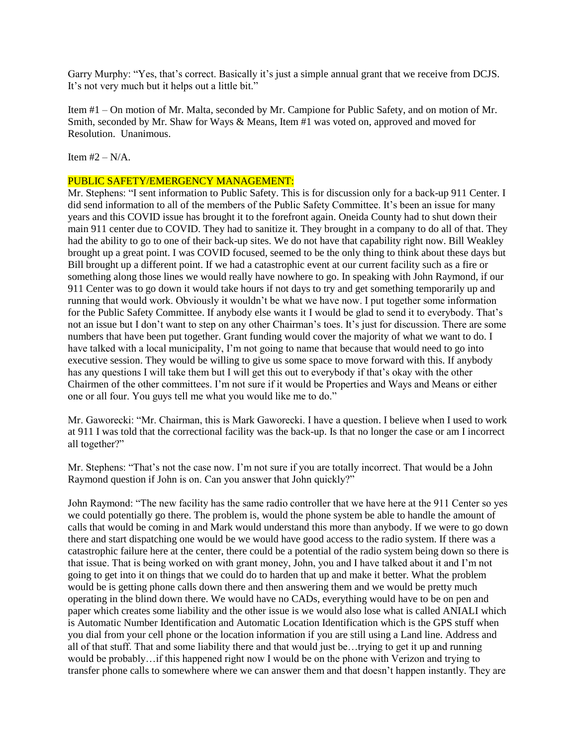Garry Murphy: "Yes, that's correct. Basically it's just a simple annual grant that we receive from DCJS. It's not very much but it helps out a little bit."

Item #1 – On motion of Mr. Malta, seconded by Mr. Campione for Public Safety, and on motion of Mr. Smith, seconded by Mr. Shaw for Ways & Means, Item #1 was voted on, approved and moved for Resolution. Unanimous.

Item #2 – N/A.

PUBLIC SAFETY/EMERGENCY MANAGEMENT:

Mr. Stephens: "I sent information to Public Safety. This is for discussion only for a back-up 911 Center. I did send information to all of the members of the Public Safety Committee. It's been an issue for many years and this COVID issue has brought it to the forefront again. Oneida County had to shut down their main 911 center due to COVID. They had to sanitize it. They brought in a company to do all of that. They had the ability to go to one of their back-up sites. We do not have that capability right now. Bill Weakley brought up a great point. I was COVID focused, seemed to be the only thing to think about these days but Bill brought up a different point. If we had a catastrophic event at our current facility such as a fire or something along those lines we would really have nowhere to go. In speaking with John Raymond, if our 911 Center was to go down it would take hours if not days to try and get something temporarily up and running that would work. Obviously it wouldn't be what we have now. I put together some information for the Public Safety Committee. If anybody else wants it I would be glad to send it to everybody. That's not an issue but I don't want to step on any other Chairman's toes. It's just for discussion. There are some numbers that have been put together. Grant funding would cover the majority of what we want to do. I have talked with a local municipality, I'm not going to name that because that would need to go into executive session. They would be willing to give us some space to move forward with this. If anybody has any questions I will take them but I will get this out to everybody if that's okay with the other Chairmen of the other committees. I'm not sure if it would be Properties and Ways and Means or either one or all four. You guys tell me what you would like me to do."

Mr. Gaworecki: "Mr. Chairman, this is Mark Gaworecki. I have a question. I believe when I used to work at 911 I was told that the correctional facility was the back-up. Is that no longer the case or am I incorrect all together?"

Mr. Stephens: "That's not the case now. I'm not sure if you are totally incorrect. That would be a John Raymond question if John is on. Can you answer that John quickly?"

John Raymond: "The new facility has the same radio controller that we have here at the 911 Center so yes we could potentially go there. The problem is, would the phone system be able to handle the amount of calls that would be coming in and Mark would understand this more than anybody. If we were to go down there and start dispatching one would be we would have good access to the radio system. If there was a catastrophic failure here at the center, there could be a potential of the radio system being down so there is that issue. That is being worked on with grant money, John, you and I have talked about it and I'm not going to get into it on things that we could do to harden that up and make it better. What the problem would be is getting phone calls down there and then answering them and we would be pretty much operating in the blind down there. We would have no CADs, everything would have to be on pen and paper which creates some liability and the other issue is we would also lose what is called ANIALI which is Automatic Number Identification and Automatic Location Identification which is the GPS stuff when you dial from your cell phone or the location information if you are still using a Land line. Address and all of that stuff. That and some liability there and that would just be…trying to get it up and running would be probably…if this happened right now I would be on the phone with Verizon and trying to transfer phone calls to somewhere where we can answer them and that doesn't happen instantly. They are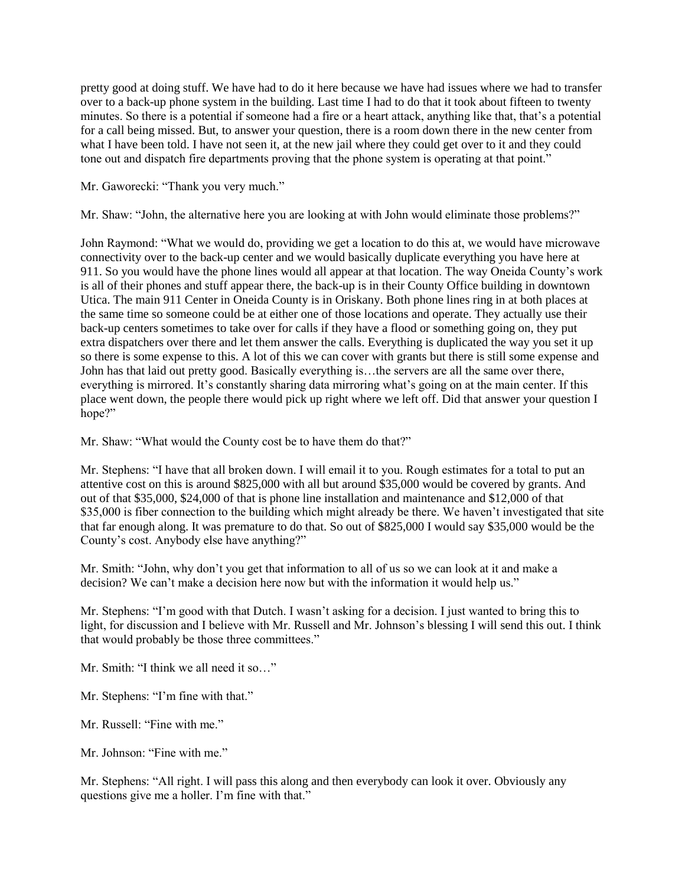pretty good at doing stuff. We have had to do it here because we have had issues where we had to transfer over to a back-up phone system in the building. Last time I had to do that it took about fifteen to twenty minutes. So there is a potential if someone had a fire or a heart attack, anything like that, that's a potential for a call being missed. But, to answer your question, there is a room down there in the new center from what I have been told. I have not seen it, at the new jail where they could get over to it and they could tone out and dispatch fire departments proving that the phone system is operating at that point."

Mr. Gaworecki: "Thank you very much."

Mr. Shaw: "John, the alternative here you are looking at with John would eliminate those problems?"

John Raymond: "What we would do, providing we get a location to do this at, we would have microwave connectivity over to the back-up center and we would basically duplicate everything you have here at 911. So you would have the phone lines would all appear at that location. The way Oneida County's work is all of their phones and stuff appear there, the back-up is in their County Office building in downtown Utica. The main 911 Center in Oneida County is in Oriskany. Both phone lines ring in at both places at the same time so someone could be at either one of those locations and operate. They actually use their back-up centers sometimes to take over for calls if they have a flood or something going on, they put extra dispatchers over there and let them answer the calls. Everything is duplicated the way you set it up so there is some expense to this. A lot of this we can cover with grants but there is still some expense and John has that laid out pretty good. Basically everything is…the servers are all the same over there, everything is mirrored. It's constantly sharing data mirroring what's going on at the main center. If this place went down, the people there would pick up right where we left off. Did that answer your question I hope?"

Mr. Shaw: "What would the County cost be to have them do that?"

Mr. Stephens: "I have that all broken down. I will email it to you. Rough estimates for a total to put an attentive cost on this is around $825,000 with all but around $35,000 would be covered by grants. And out of that $35,000, $24,000 of that is phone line installation and maintenance and $12,000 of that $35,000 is fiber connection to the building which might already be there. We haven't investigated that site that far enough along. It was premature to do that. So out of $825,000 I would say $35,000 would be the County's cost. Anybody else have anything?"

Mr. Smith: "John, why don't you get that information to all of us so we can look at it and make a decision? We can't make a decision here now but with the information it would help us."

Mr. Stephens: "I'm good with that Dutch. I wasn't asking for a decision. I just wanted to bring this to light, for discussion and I believe with Mr. Russell and Mr. Johnson's blessing I will send this out. I think that would probably be those three committees."

Mr. Smith: "I think we all need it so…"

Mr. Stephens: "I'm fine with that."

Mr. Russell: "Fine with me."

Mr. Johnson: "Fine with me."

Mr. Stephens: "All right. I will pass this along and then everybody can look it over. Obviously any questions give me a holler. I'm fine with that."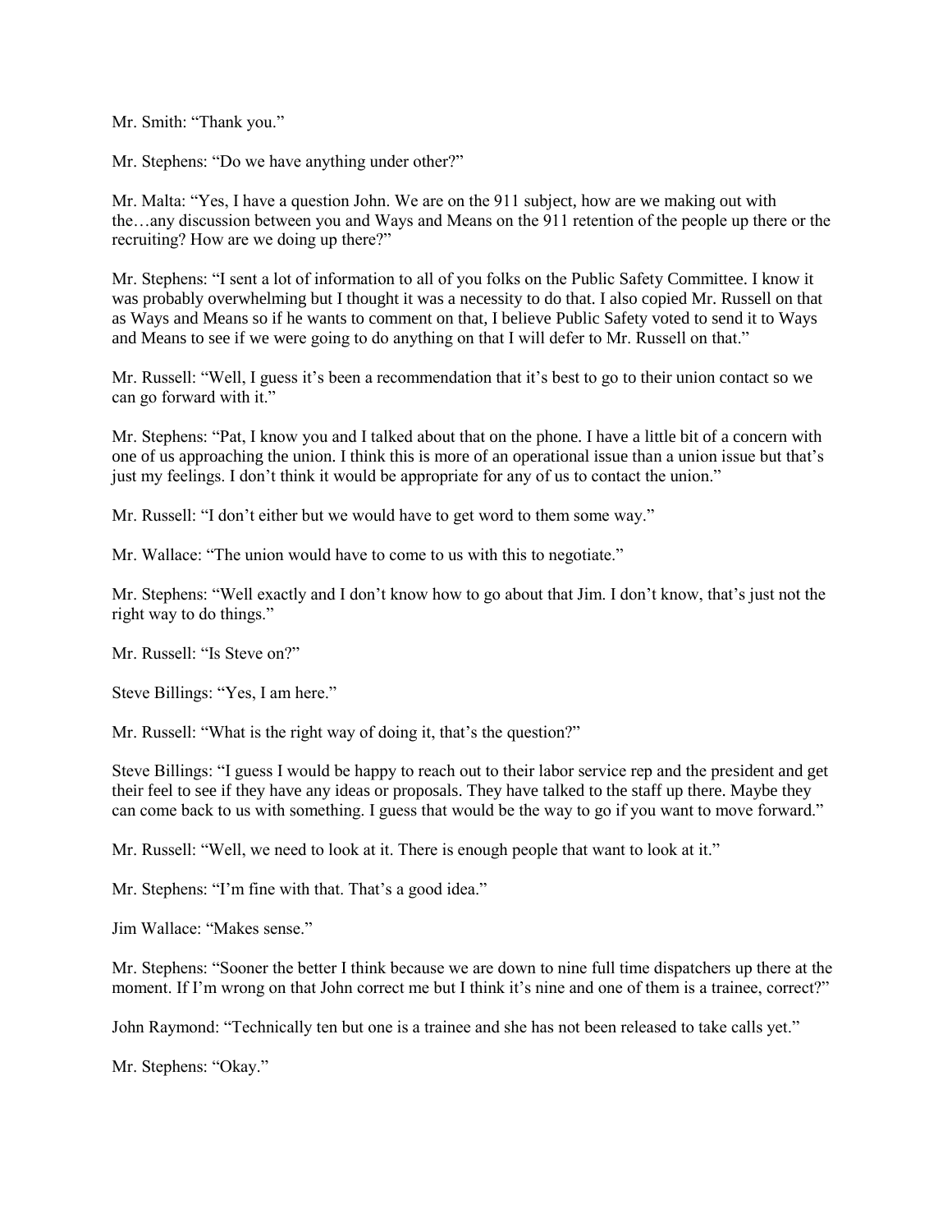Mr. Smith: "Thank you."

Mr. Stephens: "Do we have anything under other?"

Mr. Malta: "Yes, I have a question John. We are on the 911 subject, how are we making out with the…any discussion between you and Ways and Means on the 911 retention of the people up there or the recruiting? How are we doing up there?"

Mr. Stephens: "I sent a lot of information to all of you folks on the Public Safety Committee. I know it was probably overwhelming but I thought it was a necessity to do that. I also copied Mr. Russell on that as Ways and Means so if he wants to comment on that, I believe Public Safety voted to send it to Ways and Means to see if we were going to do anything on that I will defer to Mr. Russell on that."

Mr. Russell: "Well, I guess it's been a recommendation that it's best to go to their union contact so we can go forward with it."

Mr. Stephens: "Pat, I know you and I talked about that on the phone. I have a little bit of a concern with one of us approaching the union. I think this is more of an operational issue than a union issue but that's just my feelings. I don't think it would be appropriate for any of us to contact the union."

Mr. Russell: "I don't either but we would have to get word to them some way."

Mr. Wallace: "The union would have to come to us with this to negotiate."

Mr. Stephens: "Well exactly and I don't know how to go about that Jim. I don't know, that's just not the right way to do things."

Mr. Russell: "Is Steve on?"

Steve Billings: "Yes, I am here."

Mr. Russell: "What is the right way of doing it, that's the question?"

Steve Billings: "I guess I would be happy to reach out to their labor service rep and the president and get their feel to see if they have any ideas or proposals. They have talked to the staff up there. Maybe they can come back to us with something. I guess that would be the way to go if you want to move forward."

Mr. Russell: "Well, we need to look at it. There is enough people that want to look at it."

Mr. Stephens: "I'm fine with that. That's a good idea."

Jim Wallace: "Makes sense."

Mr. Stephens: "Sooner the better I think because we are down to nine full time dispatchers up there at the moment. If I'm wrong on that John correct me but I think it's nine and one of them is a trainee, correct?"

John Raymond: "Technically ten but one is a trainee and she has not been released to take calls yet."

Mr. Stephens: "Okay."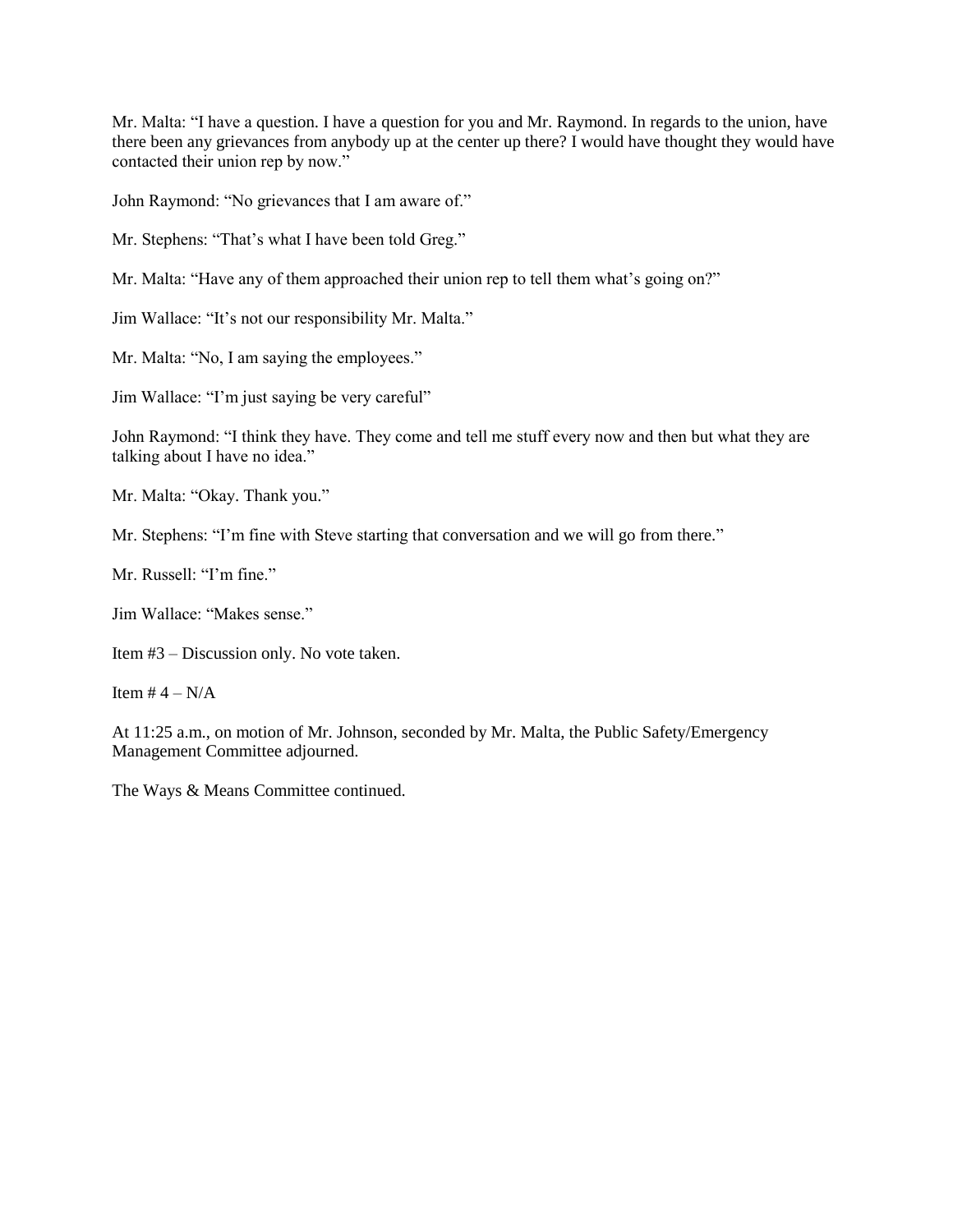Mr. Malta: "I have a question. I have a question for you and Mr. Raymond. In regards to the union, have there been any grievances from anybody up at the center up there? I would have thought they would have contacted their union rep by now."

John Raymond: "No grievances that I am aware of."

Mr. Stephens: "That's what I have been told Greg."

Mr. Malta: "Have any of them approached their union rep to tell them what's going on?"

Jim Wallace: "It's not our responsibility Mr. Malta."

Mr. Malta: "No, I am saying the employees."

Jim Wallace: "I'm just saying be very careful"

John Raymond: "I think they have. They come and tell me stuff every now and then but what they are talking about I have no idea."

Mr. Malta: "Okay. Thank you."

Mr. Stephens: "I'm fine with Steve starting that conversation and we will go from there."

Mr. Russell: "I'm fine."

Jim Wallace: "Makes sense."

Item #3 – Discussion only. No vote taken.

Item # 4 – N/A

At 11:25 a.m., on motion of Mr. Johnson, seconded by Mr. Malta, the Public Safety/Emergency Management Committee adjourned.

The Ways & Means Committee continued.